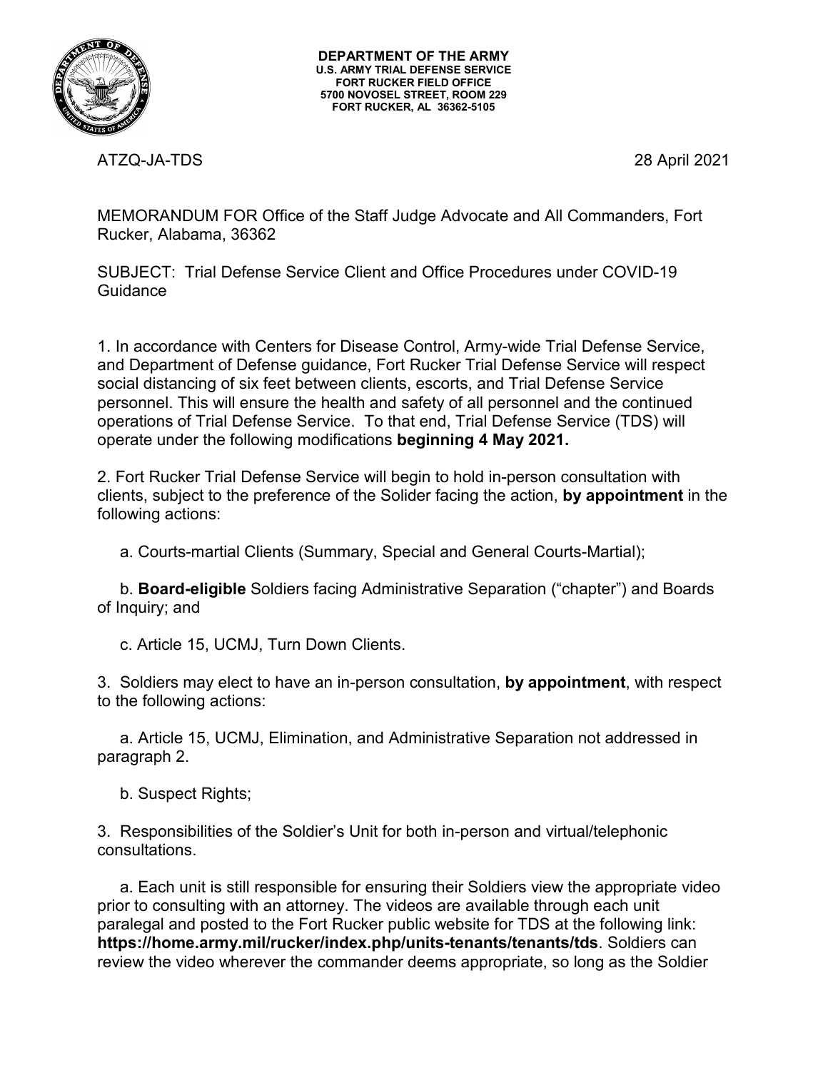**DEPARTMENT OF THE ARMY**
**U.S. ARMY TRIAL DEFENSE SERVICE**
**FORT RUCKER FIELD OFFICE**
**5700 NOVOSEL STREET, ROOM 229**
**FORT RUCKER, AL 36362-5105**

ATZQ-JA-TDS 28 April 2021

MEMORANDUM FOR Office of the Staff Judge Advocate and All Commanders, Fort Rucker, Alabama, 36362

SUBJECT: Trial Defense Service Client and Office Procedures under COVID-19 Guidance

1. In accordance with Centers for Disease Control, Army-wide Trial Defense Service, and Department of Defense guidance, Fort Rucker Trial Defense Service will respect social distancing of six feet between clients, escorts, and Trial Defense Service personnel. This will ensure the health and safety of all personnel and the continued operations of Trial Defense Service. To that end, Trial Defense Service (TDS) will operate under the following modifications **beginning 4 May 2021.**

2. Fort Rucker Trial Defense Service will begin to hold in-person consultation with clients, subject to the preference of the Solider facing the action, **by appointment** in the following actions:

a. Courts-martial Clients (Summary, Special and General Courts-Martial);

b. **Board-eligible** Soldiers facing Administrative Separation ("chapter") and Boards of Inquiry; and

c. Article 15, UCMJ, Turn Down Clients.

3. Soldiers may elect to have an in-person consultation, **by appointment**, with respect to the following actions:

a. Article 15, UCMJ, Elimination, and Administrative Separation not addressed in paragraph 2.

b. Suspect Rights;

3. Responsibilities of the Soldier's Unit for both in-person and virtual/telephonic consultations.

a. Each unit is still responsible for ensuring their Soldiers view the appropriate video prior to consulting with an attorney. The videos are available through each unit paralegal and posted to the Fort Rucker public website for TDS at the following link: **https://home.army.mil/rucker/index.php/units-tenants/tenants/tds**. Soldiers can review the video wherever the commander deems appropriate, so long as the Soldier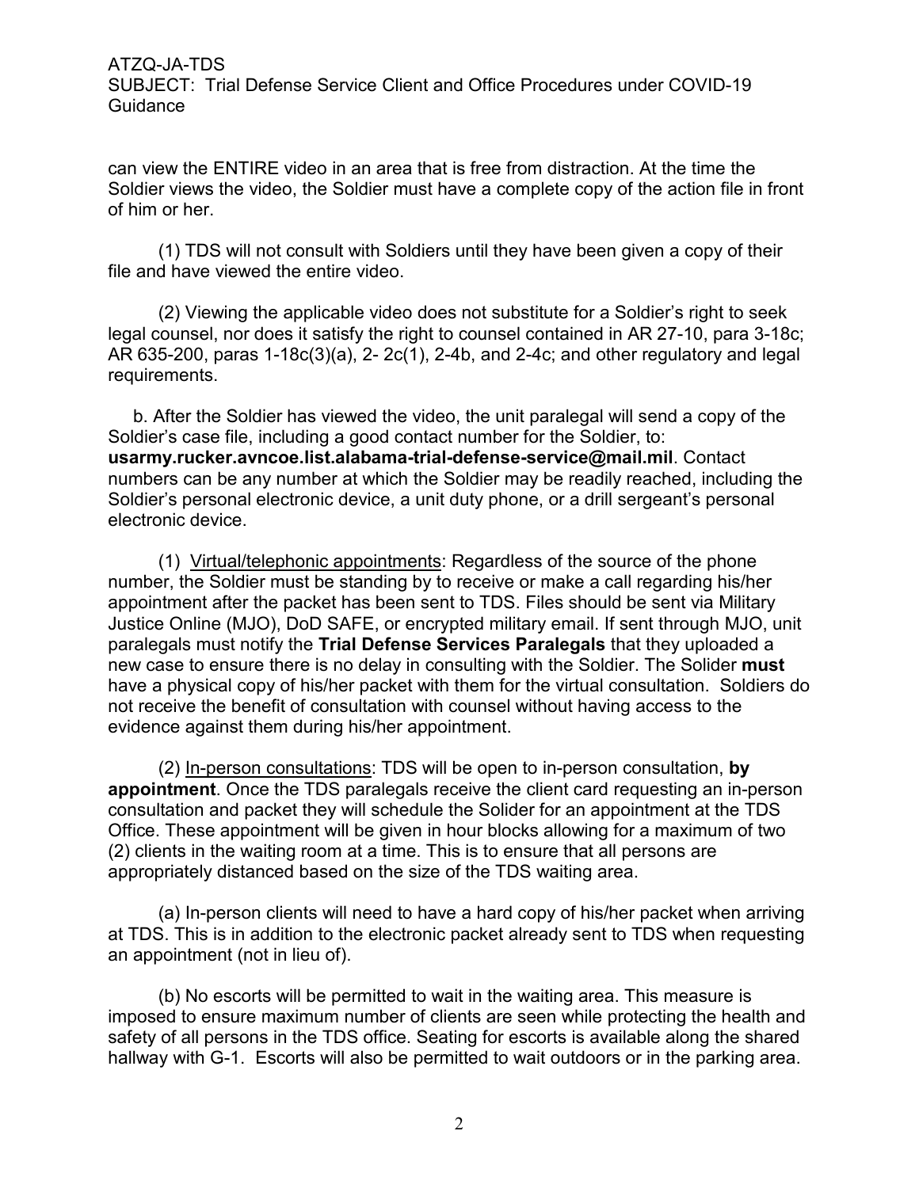can view the ENTIRE video in an area that is free from distraction. At the time the Soldier views the video, the Soldier must have a complete copy of the action file in front of him or her.

(1) TDS will not consult with Soldiers until they have been given a copy of their file and have viewed the entire video.

(2) Viewing the applicable video does not substitute for a Soldier's right to seek legal counsel, nor does it satisfy the right to counsel contained in AR 27-10, para 3-18c; AR 635-200, paras 1-18c(3)(a), 2- 2c(1), 2-4b, and 2-4c; and other regulatory and legal requirements.

b. After the Soldier has viewed the video, the unit paralegal will send a copy of the Soldier's case file, including a good contact number for the Soldier, to: **usarmy.rucker.avncoe.list.alabama-trial-defense-service@mail.mil**. Contact numbers can be any number at which the Soldier may be readily reached, including the Soldier's personal electronic device, a unit duty phone, or a drill sergeant's personal electronic device.

(1) Virtual/telephonic appointments: Regardless of the source of the phone number, the Soldier must be standing by to receive or make a call regarding his/her appointment after the packet has been sent to TDS. Files should be sent via Military Justice Online (MJO), DoD SAFE, or encrypted military email. If sent through MJO, unit paralegals must notify the **Trial Defense Services Paralegals** that they uploaded a new case to ensure there is no delay in consulting with the Soldier. The Solider **must** have a physical copy of his/her packet with them for the virtual consultation. Soldiers do not receive the benefit of consultation with counsel without having access to the evidence against them during his/her appointment.

(2) In-person consultations: TDS will be open to in-person consultation, **by appointment**. Once the TDS paralegals receive the client card requesting an in-person consultation and packet they will schedule the Solider for an appointment at the TDS Office. These appointment will be given in hour blocks allowing for a maximum of two (2) clients in the waiting room at a time. This is to ensure that all persons are appropriately distanced based on the size of the TDS waiting area.

(a) In-person clients will need to have a hard copy of his/her packet when arriving at TDS. This is in addition to the electronic packet already sent to TDS when requesting an appointment (not in lieu of).

(b) No escorts will be permitted to wait in the waiting area. This measure is imposed to ensure maximum number of clients are seen while protecting the health and safety of all persons in the TDS office. Seating for escorts is available along the shared hallway with G-1. Escorts will also be permitted to wait outdoors or in the parking area.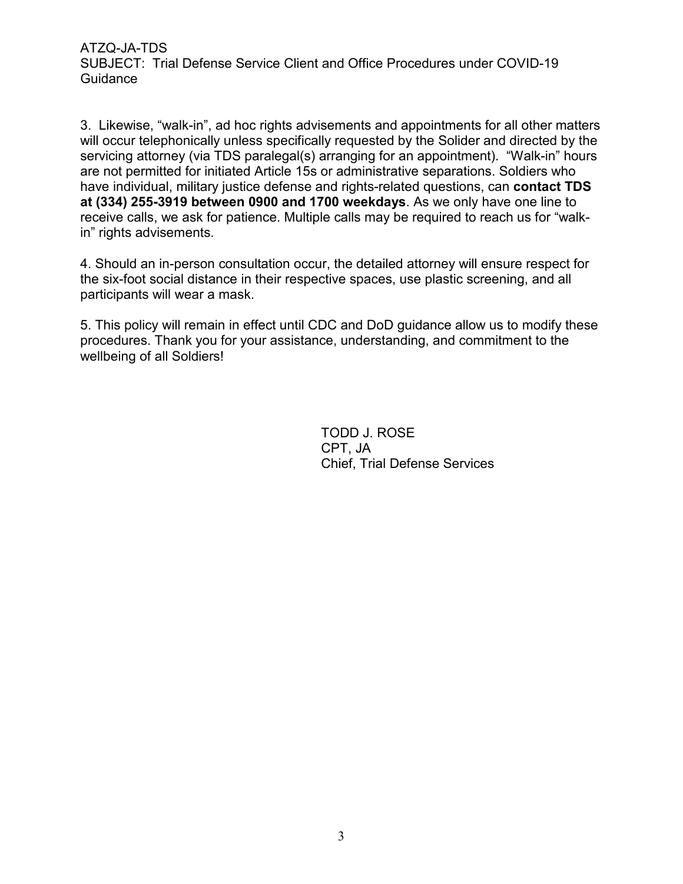3. Likewise, "walk-in", ad hoc rights advisements and appointments for all other matters will occur telephonically unless specifically requested by the Solider and directed by the servicing attorney (via TDS paralegal(s) arranging for an appointment). "Walk-in" hours are not permitted for initiated Article 15s or administrative separations. Soldiers who have individual, military justice defense and rights-related questions, can **contact TDS at (334) 255-3919 between 0900 and 1700 weekdays**. As we only have one line to receive calls, we ask for patience. Multiple calls may be required to reach us for "walk-in" rights advisements.

4. Should an in-person consultation occur, the detailed attorney will ensure respect for the six-foot social distance in their respective spaces, use plastic screening, and all participants will wear a mask.

5. This policy will remain in effect until CDC and DoD guidance allow us to modify these procedures. Thank you for your assistance, understanding, and commitment to the wellbeing of all Soldiers!

TODD J. ROSE
CPT, JA
Chief, Trial Defense Services